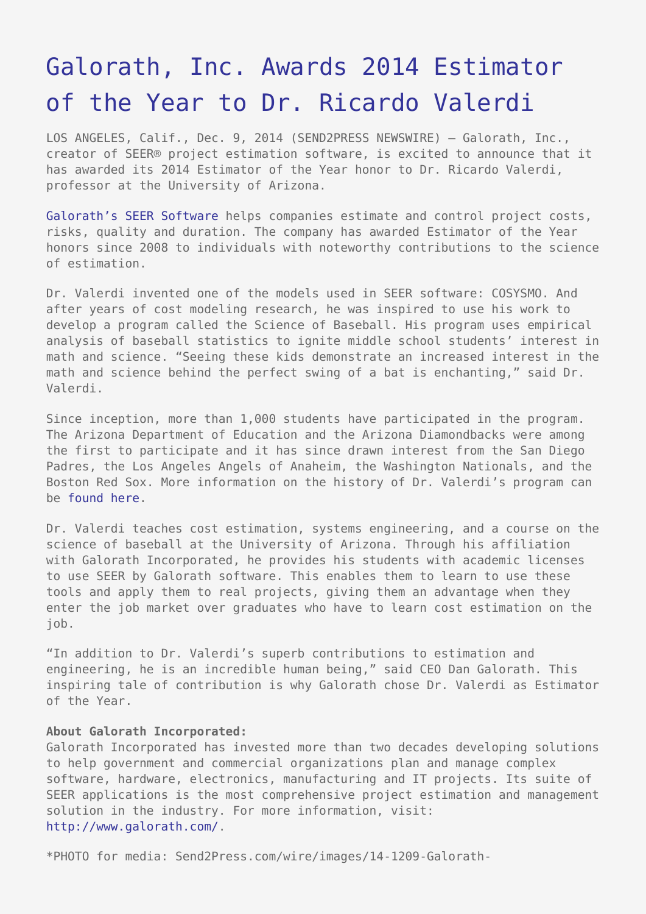# Galorath, Inc. Awards 2014 Estimator of the Year to Dr. Ricardo Valerdi

LOS ANGELES, Calif., Dec. 9, 2014 (SEND2PRESS NEWSWIRE) — Galorath, Inc., creator of SEER® project estimation software, is excited to announce that it has awarded its 2014 Estimator of the Year honor to Dr. Ricardo Valerdi, professor at the University of Arizona.

Galorath's SEER Software helps companies estimate and control project costs, risks, quality and duration. The company has awarded Estimator of the Year honors since 2008 to individuals with noteworthy contributions to the science of estimation.

Dr. Valerdi invented one of the models used in SEER software: COSYSMO. And after years of cost modeling research, he was inspired to use his work to develop a program called the Science of Baseball. His program uses empirical analysis of baseball statistics to ignite middle school students' interest in math and science. "Seeing these kids demonstrate an increased interest in the math and science behind the perfect swing of a bat is enchanting," said Dr. Valerdi.

Since inception, more than 1,000 students have participated in the program. The Arizona Department of Education and the Arizona Diamondbacks were among the first to participate and it has since drawn interest from the San Diego Padres, the Los Angeles Angels of Anaheim, the Washington Nationals, and the Boston Red Sox. More information on the history of Dr. Valerdi's program can be found here.

Dr. Valerdi teaches cost estimation, systems engineering, and a course on the science of baseball at the University of Arizona. Through his affiliation with Galorath Incorporated, he provides his students with academic licenses to use SEER by Galorath software. This enables them to learn to use these tools and apply them to real projects, giving them an advantage when they enter the job market over graduates who have to learn cost estimation on the job.

"In addition to Dr. Valerdi's superb contributions to estimation and engineering, he is an incredible human being," said CEO Dan Galorath. This inspiring tale of contribution is why Galorath chose Dr. Valerdi as Estimator of the Year.

**About Galorath Incorporated:**
Galorath Incorporated has invested more than two decades developing solutions to help government and commercial organizations plan and manage complex software, hardware, electronics, manufacturing and IT projects. Its suite of SEER applications is the most comprehensive project estimation and management solution in the industry. For more information, visit: http://www.galorath.com/.

*PHOTO for media: Send2Press.com/wire/images/14-1209-Galorath-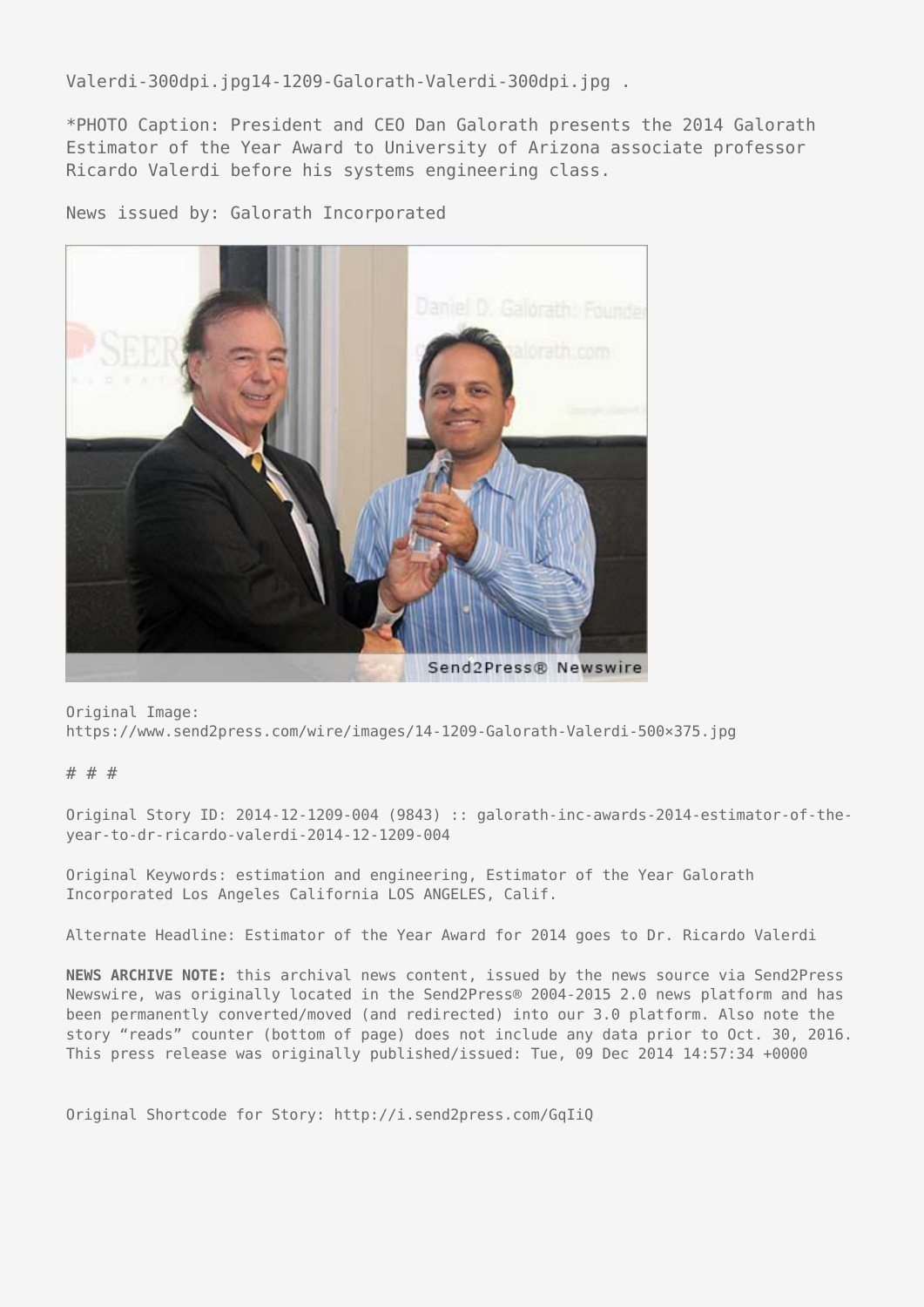Valerdi-300dpi.jpg14-1209-Galorath-Valerdi-300dpi.jpg .

*PHOTO Caption: President and CEO Dan Galorath presents the 2014 Galorath Estimator of the Year Award to University of Arizona associate professor Ricardo Valerdi before his systems engineering class.

News issued by: Galorath Incorporated

Original Image: https://www.send2press.com/wire/images/14-1209-Galorath-Valerdi-500×375.jpg

# # #

Original Story ID: 2014-12-1209-004 (9843) :: galorath-inc-awards-2014-estimator-of-the-year-to-dr-ricardo-valerdi-2014-12-1209-004

Original Keywords: estimation and engineering, Estimator of the Year Galorath Incorporated Los Angeles California LOS ANGELES, Calif.

Alternate Headline: Estimator of the Year Award for 2014 goes to Dr. Ricardo Valerdi

**NEWS ARCHIVE NOTE:** this archival news content, issued by the news source via Send2Press Newswire, was originally located in the Send2Press® 2004-2015 2.0 news platform and has been permanently converted/moved (and redirected) into our 3.0 platform. Also note the story "reads" counter (bottom of page) does not include any data prior to Oct. 30, 2016. This press release was originally published/issued: Tue, 09 Dec 2014 14:57:34 +0000

Original Shortcode for Story: http://i.send2press.com/GqIiQ